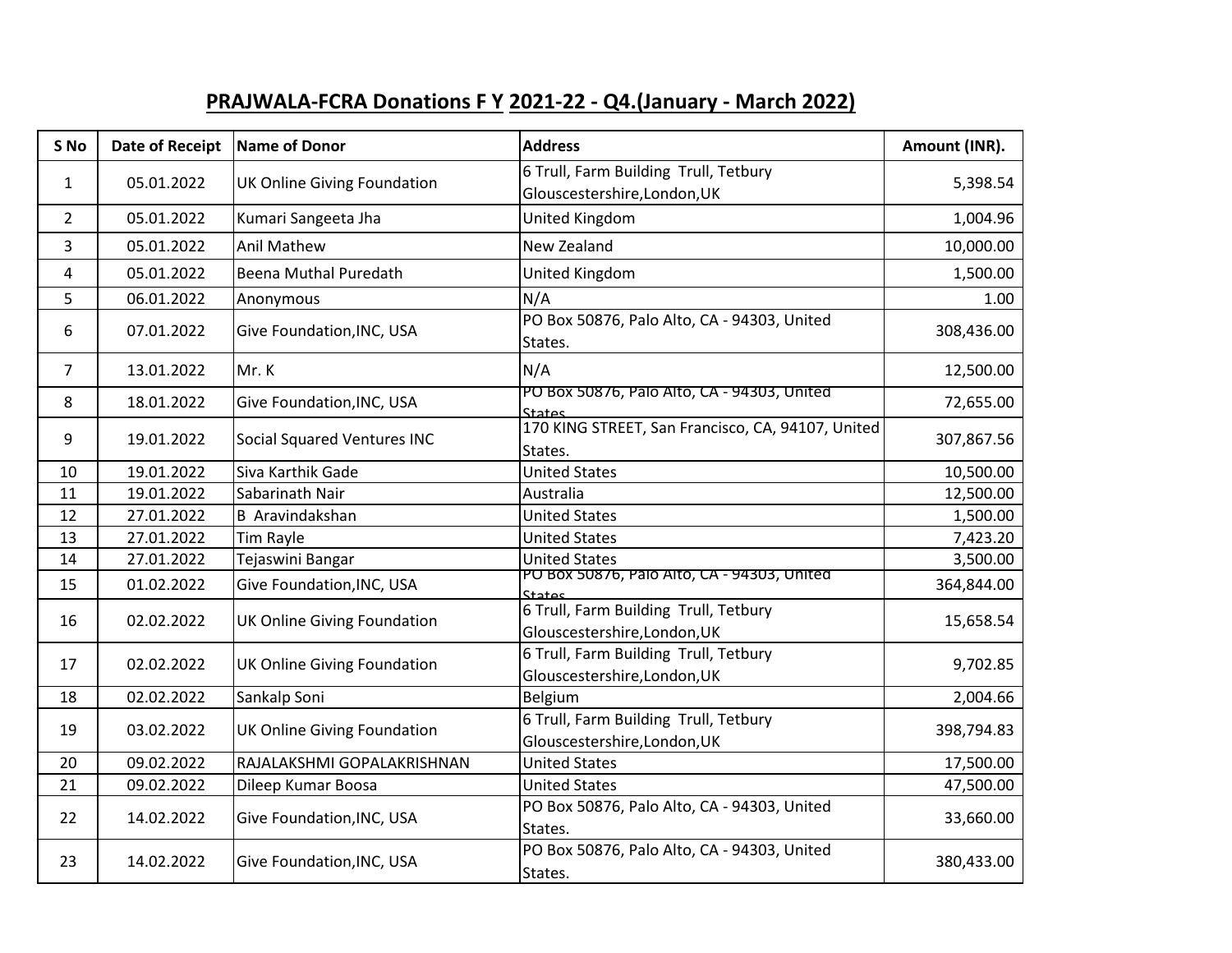# PRAJWALA-FCRA Donations F Y 2021-22 - Q4.(January - March 2022)

| S No | Date of Receipt | Name of Donor | Address | Amount (INR). |
|---|---|---|---|---|
| 1 | 05.01.2022 | UK Online Giving Foundation | 6 Trull, Farm Building Trull, Tetbury Glouscestershire,London,UK | 5,398.54 |
| 2 | 05.01.2022 | Kumari Sangeeta Jha | United Kingdom | 1,004.96 |
| 3 | 05.01.2022 | Anil Mathew | New Zealand | 10,000.00 |
| 4 | 05.01.2022 | Beena Muthal Puredath | United Kingdom | 1,500.00 |
| 5 | 06.01.2022 | Anonymous | N/A | 1.00 |
| 6 | 07.01.2022 | Give Foundation,INC, USA | PO Box 50876, Palo Alto, CA - 94303, United States. | 308,436.00 |
| 7 | 13.01.2022 | Mr. K | N/A | 12,500.00 |
| 8 | 18.01.2022 | Give Foundation,INC, USA | PO Box 50876, Palo Alto, CA - 94303, United States. | 72,655.00 |
| 9 | 19.01.2022 | Social Squared Ventures INC | 170 KING STREET, San Francisco, CA, 94107, United States. | 307,867.56 |
| 10 | 19.01.2022 | Siva Karthik Gade | United States | 10,500.00 |
| 11 | 19.01.2022 | Sabarinath Nair | Australia | 12,500.00 |
| 12 | 27.01.2022 | B Aravindakshan | United States | 1,500.00 |
| 13 | 27.01.2022 | Tim Rayle | United States | 7,423.20 |
| 14 | 27.01.2022 | Tejaswini Bangar | United States | 3,500.00 |
| 15 | 01.02.2022 | Give Foundation,INC, USA | PO Box 50876, Palo Alto, CA - 94303, United States. | 364,844.00 |
| 16 | 02.02.2022 | UK Online Giving Foundation | 6 Trull, Farm Building Trull, Tetbury Glouscestershire,London,UK | 15,658.54 |
| 17 | 02.02.2022 | UK Online Giving Foundation | 6 Trull, Farm Building Trull, Tetbury Glouscestershire,London,UK | 9,702.85 |
| 18 | 02.02.2022 | Sankalp Soni | Belgium | 2,004.66 |
| 19 | 03.02.2022 | UK Online Giving Foundation | 6 Trull, Farm Building Trull, Tetbury Glouscestershire,London,UK | 398,794.83 |
| 20 | 09.02.2022 | RAJALAKSHMI GOPALAKRISHNAN | United States | 17,500.00 |
| 21 | 09.02.2022 | Dileep Kumar Boosa | United States | 47,500.00 |
| 22 | 14.02.2022 | Give Foundation,INC, USA | PO Box 50876, Palo Alto, CA - 94303, United States. | 33,660.00 |
| 23 | 14.02.2022 | Give Foundation,INC, USA | PO Box 50876, Palo Alto, CA - 94303, United States. | 380,433.00 |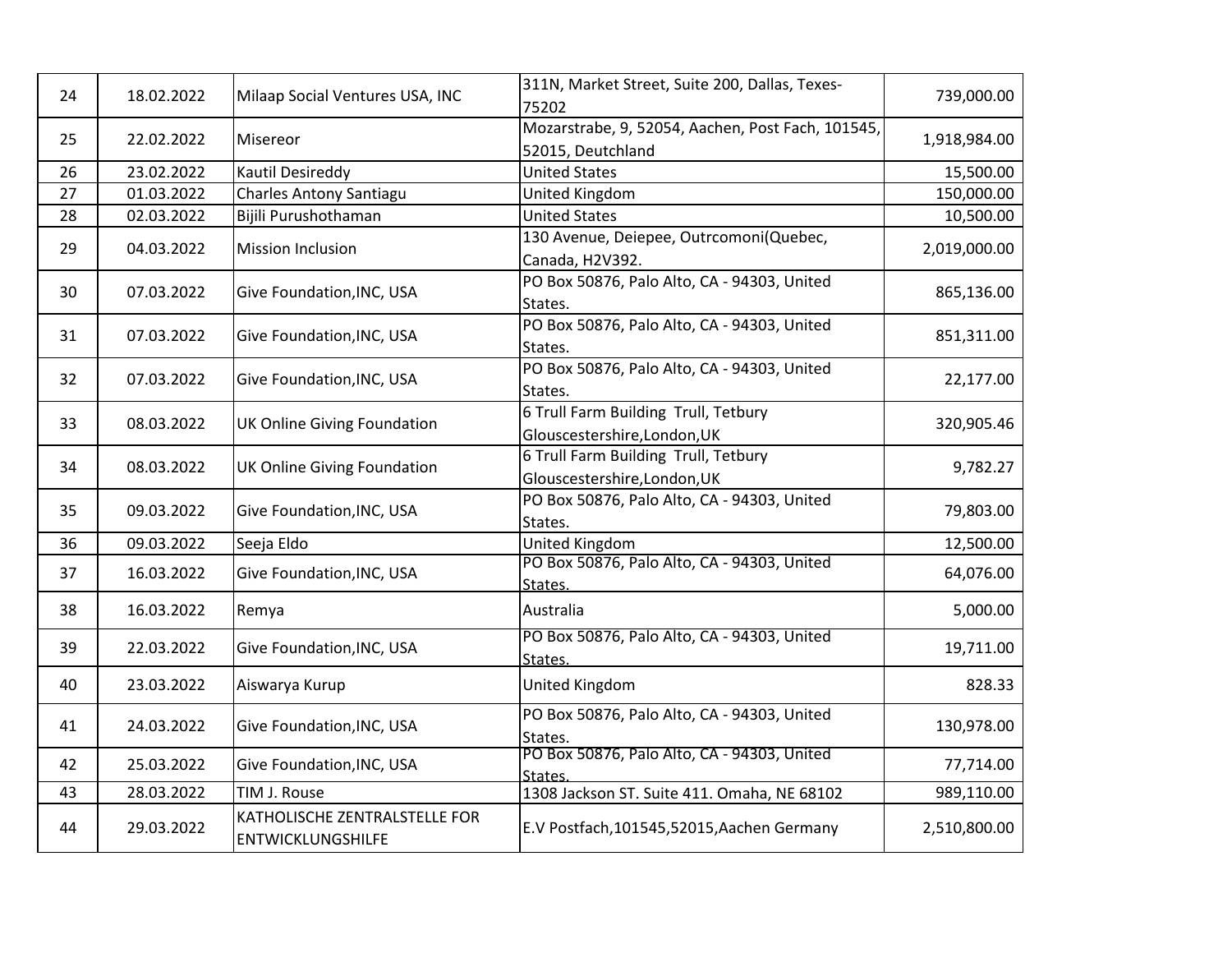| 24 | 18.02.2022 | Milaap Social Ventures USA, INC | 311N, Market Street, Suite 200, Dallas, Texes-75202 | 739,000.00 |
|---|---|---|---|---|
| 25 | 22.02.2022 | Misereor | Mozarstrabe, 9, 52054, Aachen, Post Fach, 101545, 52015, Deutchland | 1,918,984.00 |
| 26 | 23.02.2022 | Kautil Desireddy | United States | 15,500.00 |
| 27 | 01.03.2022 | Charles Antony Santiagu | United Kingdom | 150,000.00 |
| 28 | 02.03.2022 | Bijili Purushothaman | United States | 10,500.00 |
| 29 | 04.03.2022 | Mission Inclusion | 130 Avenue, Deiepee, Outrcomoni(Quebec, Canada, H2V392. | 2,019,000.00 |
| 30 | 07.03.2022 | Give Foundation,INC, USA | PO Box 50876, Palo Alto, CA - 94303, United States. | 865,136.00 |
| 31 | 07.03.2022 | Give Foundation,INC, USA | PO Box 50876, Palo Alto, CA - 94303, United States. | 851,311.00 |
| 32 | 07.03.2022 | Give Foundation,INC, USA | PO Box 50876, Palo Alto, CA - 94303, United States. | 22,177.00 |
| 33 | 08.03.2022 | UK Online Giving Foundation | 6 Trull Farm Building Trull, Tetbury Glouscestershire,London,UK | 320,905.46 |
| 34 | 08.03.2022 | UK Online Giving Foundation | 6 Trull Farm Building Trull, Tetbury Glouscestershire,London,UK | 9,782.27 |
| 35 | 09.03.2022 | Give Foundation,INC, USA | PO Box 50876, Palo Alto, CA - 94303, United States. | 79,803.00 |
| 36 | 09.03.2022 | Seeja Eldo | United Kingdom | 12,500.00 |
| 37 | 16.03.2022 | Give Foundation,INC, USA | PO Box 50876, Palo Alto, CA - 94303, United States. | 64,076.00 |
| 38 | 16.03.2022 | Remya | Australia | 5,000.00 |
| 39 | 22.03.2022 | Give Foundation,INC, USA | PO Box 50876, Palo Alto, CA - 94303, United States. | 19,711.00 |
| 40 | 23.03.2022 | Aiswarya Kurup | United Kingdom | 828.33 |
| 41 | 24.03.2022 | Give Foundation,INC, USA | PO Box 50876, Palo Alto, CA - 94303, United States. | 130,978.00 |
| 42 | 25.03.2022 | Give Foundation,INC, USA | PO Box 50876, Palo Alto, CA - 94303, United States. | 77,714.00 |
| 43 | 28.03.2022 | TIM J. Rouse | 1308 Jackson ST. Suite 411. Omaha, NE 68102 | 989,110.00 |
| 44 | 29.03.2022 | KATHOLISCHE ZENTRALSTELLE FOR ENTWICKLUNGSHILFE | E.V Postfach,101545,52015,Aachen Germany | 2,510,800.00 |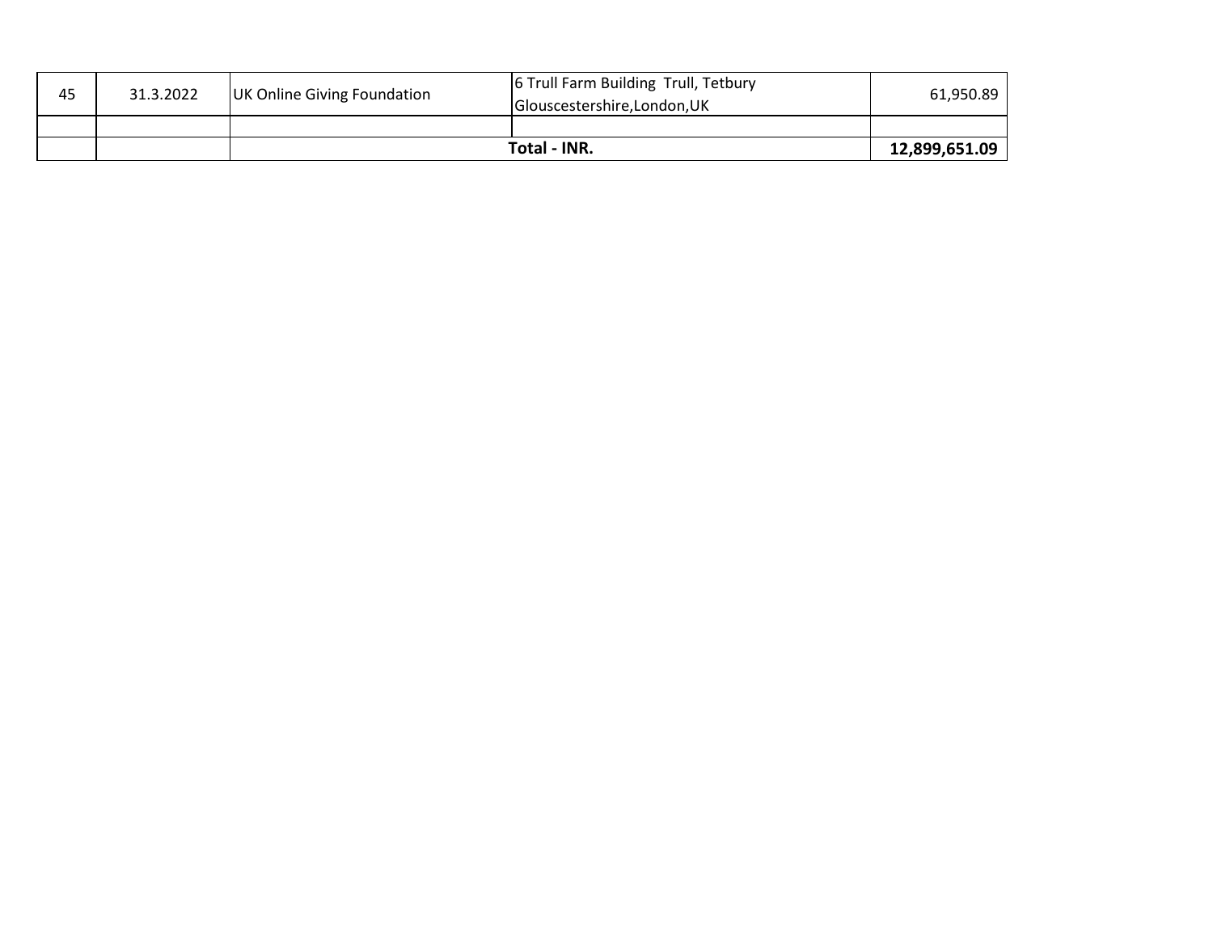| | | | | |
|---|---|---|---|---|
| 45 | 31.3.2022 | UK Online Giving Foundation | 6 Trull Farm Building Trull, Tetbury Glouscestershire,London,UK | 61,950.89 |
| | | | | |
| | | **Total - INR.** | | **12,899,651.09** |